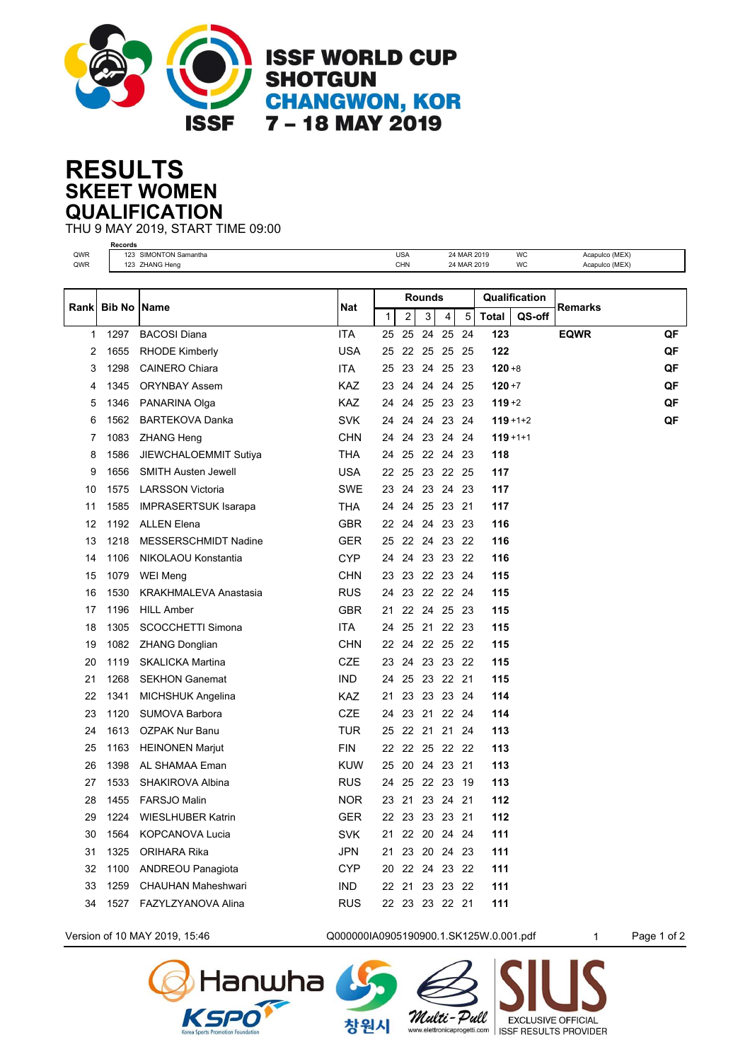# ISSF WORLD CUP SHOTGUN
## CHANGWON, KOR
## 7 – 18 MAY 2019

# RESULTS
## SKEET WOMEN
## QUALIFICATION

THU 9 MAY 2019, START TIME 09:00

**Records**

| | | | | | | |
|---|---|---|---|---|---|---|
| QWR | 123 | SIMONTON Samantha | USA | 24 MAR 2019 | WC | Acapulco (MEX) |
| QWR | 123 | ZHANG Heng | CHN | 24 MAR 2019 | WC | Acapulco (MEX) |

| Rank | Bib No | Name | Nat | Rounds | | | | | Qualification | | Remarks | |
|---|---|---|---|---|---|---|---|---|---|---|---|---|
| | | | | 1 | 2 | 3 | 4 | 5 | Total | QS-off | | |
| 1 | 1297 | BACOSI Diana | ITA | 25 | 25 | 24 | 25 | 24 | 123 | | EQWR | QF |
| 2 | 1655 | RHODE Kimberly | USA | 25 | 22 | 25 | 25 | 25 | 122 | | | QF |
| 3 | 1298 | CAINERO Chiara | ITA | 25 | 23 | 24 | 25 | 23 | 120 | +8 | | QF |
| 4 | 1345 | ORYNBAY Assem | KAZ | 23 | 24 | 24 | 24 | 25 | 120 | +7 | | QF |
| 5 | 1346 | PANARINA Olga | KAZ | 24 | 24 | 25 | 23 | 23 | 119 | +2 | | QF |
| 6 | 1562 | BARTEKOVA Danka | SVK | 24 | 24 | 24 | 23 | 24 | 119 | +1+2 | | QF |
| 7 | 1083 | ZHANG Heng | CHN | 24 | 24 | 23 | 24 | 24 | 119 | +1+1 | | |
| 8 | 1586 | JIEWCHALOEMMIT Sutiya | THA | 24 | 25 | 22 | 24 | 23 | 118 | | | |
| 9 | 1656 | SMITH Austen Jewell | USA | 22 | 25 | 23 | 22 | 25 | 117 | | | |
| 10 | 1575 | LARSSON Victoria | SWE | 23 | 24 | 23 | 24 | 23 | 117 | | | |
| 11 | 1585 | IMPRASERTSUK Isarapa | THA | 24 | 24 | 25 | 23 | 21 | 117 | | | |
| 12 | 1192 | ALLEN Elena | GBR | 22 | 24 | 24 | 23 | 23 | 116 | | | |
| 13 | 1218 | MESSERSCHMIDT Nadine | GER | 25 | 22 | 24 | 23 | 22 | 116 | | | |
| 14 | 1106 | NIKOLAOU Konstantia | CYP | 24 | 24 | 23 | 23 | 22 | 116 | | | |
| 15 | 1079 | WEI Meng | CHN | 23 | 23 | 22 | 23 | 24 | 115 | | | |
| 16 | 1530 | KRAKHMALEVA Anastasia | RUS | 24 | 23 | 22 | 22 | 24 | 115 | | | |
| 17 | 1196 | HILL Amber | GBR | 21 | 22 | 24 | 25 | 23 | 115 | | | |
| 18 | 1305 | SCOCCHETTI Simona | ITA | 24 | 25 | 21 | 22 | 23 | 115 | | | |
| 19 | 1082 | ZHANG Donglian | CHN | 22 | 24 | 22 | 25 | 22 | 115 | | | |
| 20 | 1119 | SKALICKA Martina | CZE | 23 | 24 | 23 | 23 | 22 | 115 | | | |
| 21 | 1268 | SEKHON Ganemat | IND | 24 | 25 | 23 | 22 | 21 | 115 | | | |
| 22 | 1341 | MICHSHUK Angelina | KAZ | 21 | 23 | 23 | 23 | 24 | 114 | | | |
| 23 | 1120 | SUMOVA Barbora | CZE | 24 | 23 | 21 | 22 | 24 | 114 | | | |
| 24 | 1613 | OZPAK Nur Banu | TUR | 25 | 22 | 21 | 21 | 24 | 113 | | | |
| 25 | 1163 | HEINONEN Marjut | FIN | 22 | 22 | 25 | 22 | 22 | 113 | | | |
| 26 | 1398 | AL SHAMAA Eman | KUW | 25 | 20 | 24 | 23 | 21 | 113 | | | |
| 27 | 1533 | SHAKIROVA Albina | RUS | 24 | 25 | 22 | 23 | 19 | 113 | | | |
| 28 | 1455 | FARSJO Malin | NOR | 23 | 21 | 23 | 24 | 21 | 112 | | | |
| 29 | 1224 | WIESLHUBER Katrin | GER | 22 | 23 | 23 | 23 | 21 | 112 | | | |
| 30 | 1564 | KOPCANOVA Lucia | SVK | 21 | 22 | 20 | 24 | 24 | 111 | | | |
| 31 | 1325 | ORIHARA Rika | JPN | 21 | 23 | 20 | 24 | 23 | 111 | | | |
| 32 | 1100 | ANDREOU Panagiota | CYP | 20 | 22 | 24 | 23 | 22 | 111 | | | |
| 33 | 1259 | CHAUHAN Maheshwari | IND | 22 | 21 | 23 | 23 | 22 | 111 | | | |
| 34 | 1527 | FAZYLZYANOVA Alina | RUS | 22 | 23 | 23 | 22 | 21 | 111 | | | |

Version of 10 MAY 2019, 15:46 Q000000IA0905190900.1.SK125W.0.001.pdf 1

Hanwha KSPO 창원시 Multi-Pull www.elettronicaprogetti.com SIUS EXCLUSIVE OFFICIAL ISSF RESULTS PROVIDER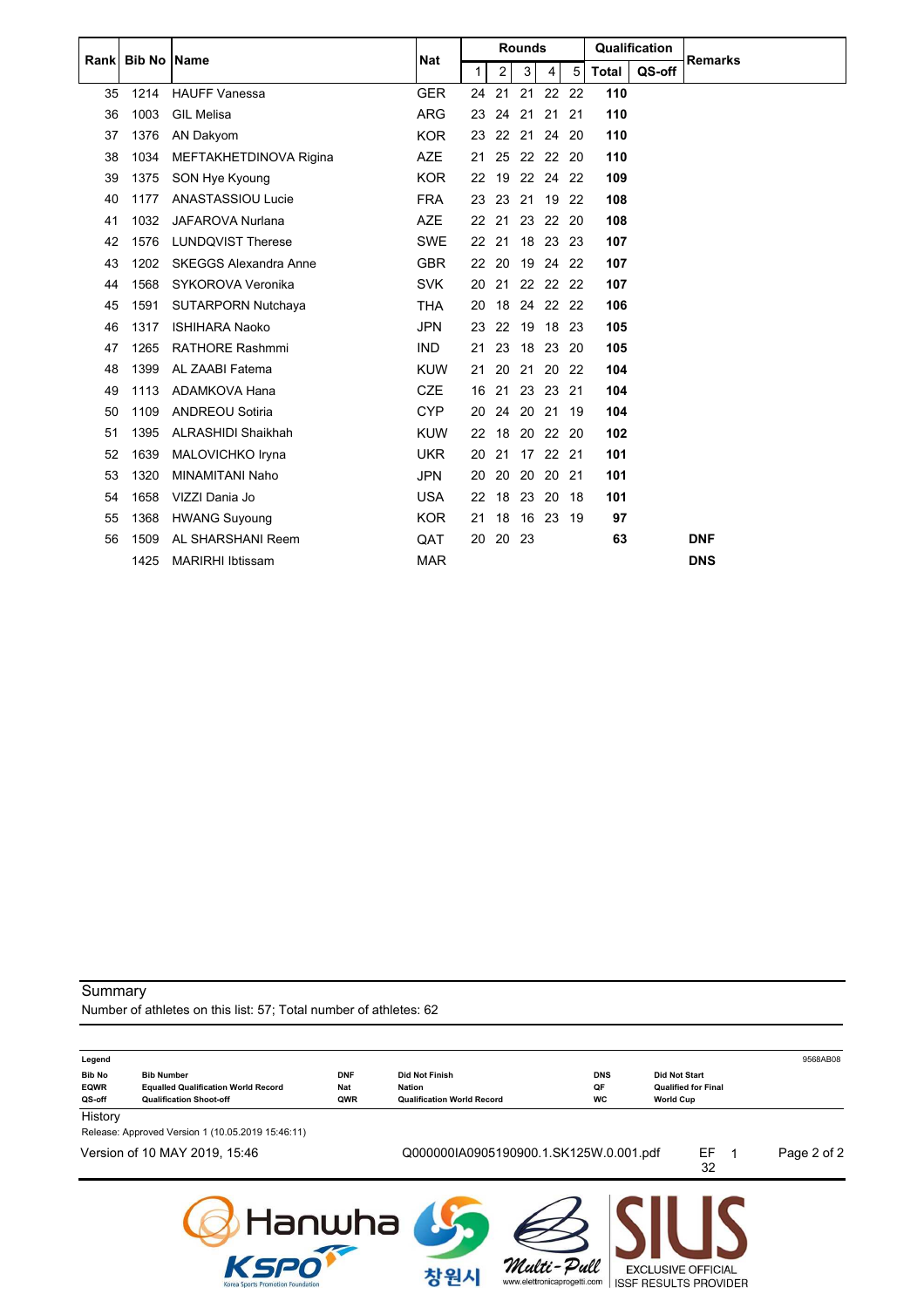| Rank | Bib No | Name | Nat | Rounds | | | | | Qualification | | Remarks |
|---|---|---|---|---|---|---|---|---|---|---|---|
| | | | | 1 | 2 | 3 | 4 | 5 | Total | QS-off | |
| 35 | 1214 | HAUFF Vanessa | GER | 24 | 21 | 21 | 22 | 22 | **110** | | |
| 36 | 1003 | GIL Melisa | ARG | 23 | 24 | 21 | 21 | 21 | **110** | | |
| 37 | 1376 | AN Dakyom | KOR | 23 | 22 | 21 | 24 | 20 | **110** | | |
| 38 | 1034 | MEFTAKHETDINOVA Rigina | AZE | 21 | 25 | 22 | 22 | 20 | **110** | | |
| 39 | 1375 | SON Hye Kyoung | KOR | 22 | 19 | 22 | 24 | 22 | **109** | | |
| 40 | 1177 | ANASTASSIOU Lucie | FRA | 23 | 23 | 21 | 19 | 22 | **108** | | |
| 41 | 1032 | JAFAROVA Nurlana | AZE | 22 | 21 | 23 | 22 | 20 | **108** | | |
| 42 | 1576 | LUNDQVIST Therese | SWE | 22 | 21 | 18 | 23 | 23 | **107** | | |
| 43 | 1202 | SKEGGS Alexandra Anne | GBR | 22 | 20 | 19 | 24 | 22 | **107** | | |
| 44 | 1568 | SYKOROVA Veronika | SVK | 20 | 21 | 22 | 22 | 22 | **107** | | |
| 45 | 1591 | SUTARPORN Nutchaya | THA | 20 | 18 | 24 | 22 | 22 | **106** | | |
| 46 | 1317 | ISHIHARA Naoko | JPN | 23 | 22 | 19 | 18 | 23 | **105** | | |
| 47 | 1265 | RATHORE Rashmmi | IND | 21 | 23 | 18 | 23 | 20 | **105** | | |
| 48 | 1399 | AL ZAABI Fatema | KUW | 21 | 20 | 21 | 20 | 22 | **104** | | |
| 49 | 1113 | ADAMKOVA Hana | CZE | 16 | 21 | 23 | 23 | 21 | **104** | | |
| 50 | 1109 | ANDREOU Sotiria | CYP | 20 | 24 | 20 | 21 | 19 | **104** | | |
| 51 | 1395 | ALRASHIDI Shaikhah | KUW | 22 | 18 | 20 | 22 | 20 | **102** | | |
| 52 | 1639 | MALOVICHKO Iryna | UKR | 20 | 21 | 17 | 22 | 21 | **101** | | |
| 53 | 1320 | MINAMITANI Naho | JPN | 20 | 20 | 20 | 20 | 21 | **101** | | |
| 54 | 1658 | VIZZI Dania Jo | USA | 22 | 18 | 23 | 20 | 18 | **101** | | |
| 55 | 1368 | HWANG Suyoung | KOR | 21 | 18 | 16 | 23 | 19 | **97** | | |
| 56 | 1509 | AL SHARSHANI Reem | QAT | 20 | 20 | 23 | | | **63** | | **DNF** |
| | 1425 | MARIRHI Ibtissam | MAR | | | | | | | | **DNS** |

Summary

Number of athletes on this list: 57; Total number of athletes: 62

**Legend** 9568AB08

| | | | | | |
|---|---|---|---|---|---|
| **Bib No** | **Bib Number** | **DNF** | **Did Not Finish** | **DNS** | **Did Not Start** |
| **EQWR** | **Equalled Qualification World Record** | **Nat** | **Nation** | **QF** | **Qualified for Final** |
| **QS-off** | **Qualification Shoot-off** | **QWR** | **Qualification World Record** | **WC** | **World Cup** |

History

Release: Approved Version 1 (10.05.2019 15:46:11)

Version of 10 MAY 2019, 15:46 Q000000IA0905190900.1.SK125W.0.001.pdf EF 1 32

Hanwha KSPO Korea Sports Promotion Foundation 창원시 Multi-Pull www.elettronicaprogetti.com SIUS EXCLUSIVE OFFICIAL ISSF RESULTS PROVIDER